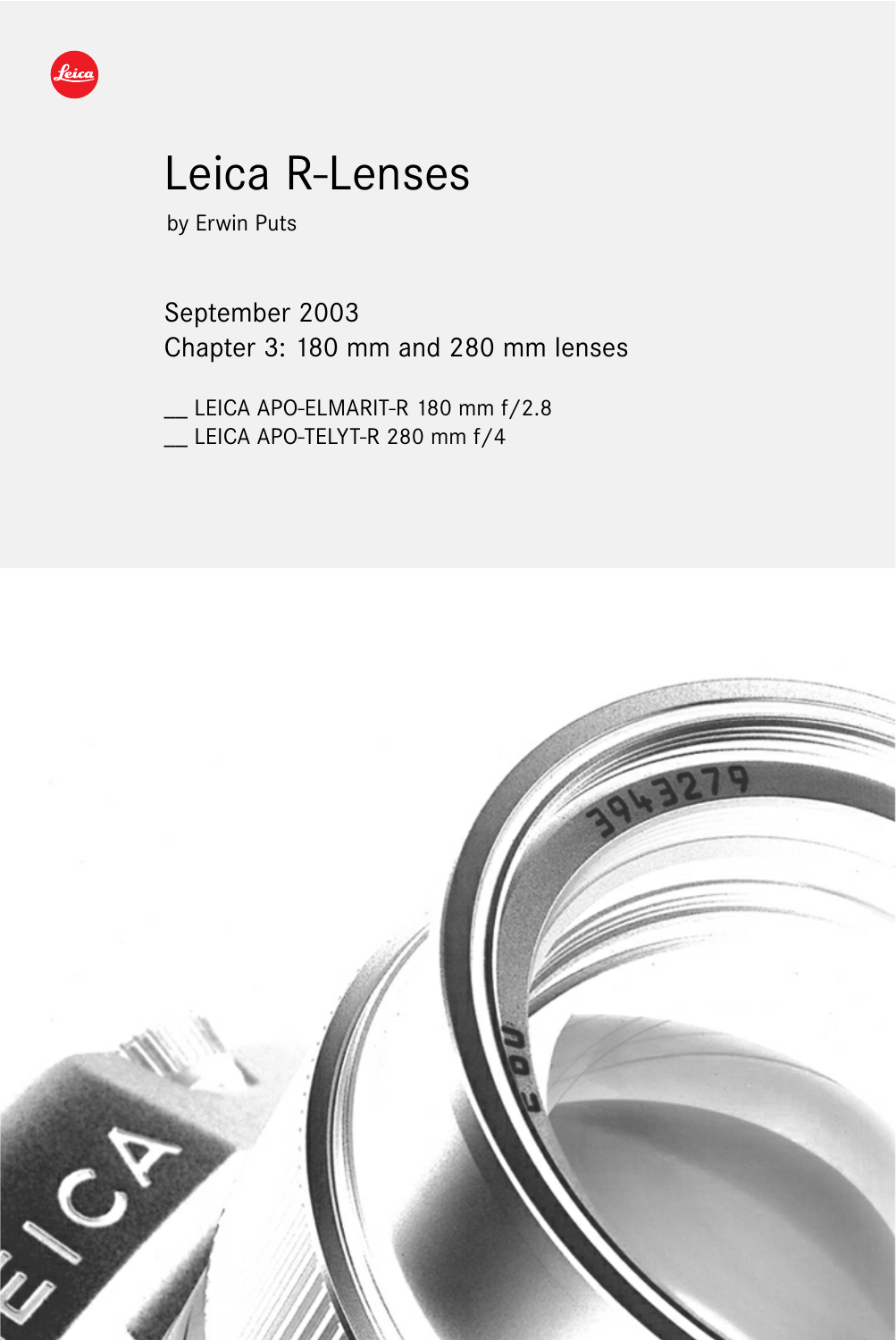# Leica R-Lenses

by Erwin Puts

September 2003

Chapter 3: 180 mm and 280 mm lenses

- LEICA APO-ELMARIT-R 180 mm f/2.8
- LEICA APO-TELYT-R 280 mm f/4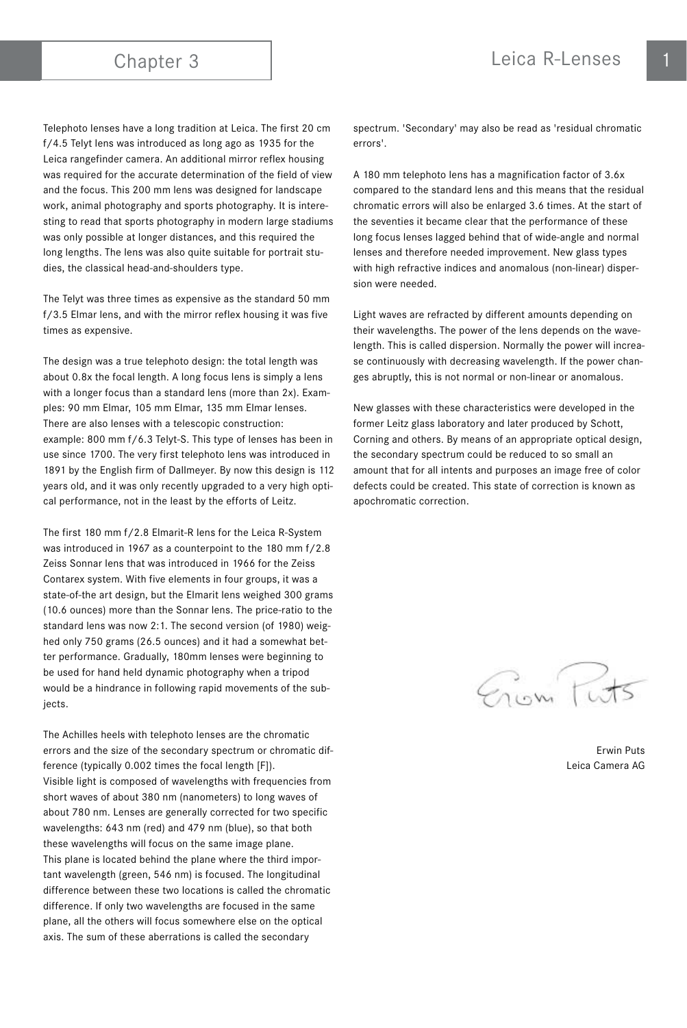Telephoto lenses have a long tradition at Leica. The first 20 cm f/4.5 Telyt lens was introduced as long ago as 1935 for the Leica rangefinder camera. An additional mirror reflex housing was required for the accurate determination of the field of view and the focus. This 200 mm lens was designed for landscape work, animal photography and sports photography. It is interesting to read that sports photography in modern large stadiums was only possible at longer distances, and this required the long lengths. The lens was also quite suitable for portrait studies, the classical head-and-shoulders type.

The Telyt was three times as expensive as the standard 50 mm f/3.5 Elmar lens, and with the mirror reflex housing it was five times as expensive.

The design was a true telephoto design: the total length was about 0.8x the focal length. A long focus lens is simply a lens with a longer focus than a standard lens (more than 2x). Examples: 90 mm Elmar, 105 mm Elmar, 135 mm Elmar lenses. There are also lenses with a telescopic construction: example: 800 mm f/6.3 Telyt-S. This type of lenses has been in use since 1700. The very first telephoto lens was introduced in 1891 by the English firm of Dallmeyer. By now this design is 112 years old, and it was only recently upgraded to a very high optical performance, not in the least by the efforts of Leitz.

The first 180 mm f/2.8 Elmarit-R lens for the Leica R-System was introduced in 1967 as a counterpoint to the 180 mm f/2.8 Zeiss Sonnar lens that was introduced in 1966 for the Zeiss Contarex system. With five elements in four groups, it was a state-of-the art design, but the Elmarit lens weighed 300 grams (10.6 ounces) more than the Sonnar lens. The price-ratio to the standard lens was now 2:1. The second version (of 1980) weighed only 750 grams (26.5 ounces) and it had a somewhat better performance. Gradually, 180mm lenses were beginning to be used for hand held dynamic photography when a tripod would be a hindrance in following rapid movements of the subjects.

The Achilles heels with telephoto lenses are the chromatic errors and the size of the secondary spectrum or chromatic difference (typically 0.002 times the focal length [F]).
Visible light is composed of wavelengths with frequencies from short waves of about 380 nm (nanometers) to long waves of about 780 nm. Lenses are generally corrected for two specific wavelengths: 643 nm (red) and 479 nm (blue), so that both these wavelengths will focus on the same image plane.
This plane is located behind the plane where the third important wavelength (green, 546 nm) is focused. The longitudinal difference between these two locations is called the chromatic difference. If only two wavelengths are focused in the same plane, all the others will focus somewhere else on the optical axis. The sum of these aberrations is called the secondary spectrum. 'Secondary' may also be read as 'residual chromatic errors'.

A 180 mm telephoto lens has a magnification factor of 3.6x compared to the standard lens and this means that the residual chromatic errors will also be enlarged 3.6 times. At the start of the seventies it became clear that the performance of these long focus lenses lagged behind that of wide-angle and normal lenses and therefore needed improvement. New glass types with high refractive indices and anomalous (non-linear) dispersion were needed.

Light waves are refracted by different amounts depending on their wavelengths. The power of the lens depends on the wavelength. This is called dispersion. Normally the power will increase continuously with decreasing wavelength. If the power changes abruptly, this is not normal or non-linear or anomalous.

New glasses with these characteristics were developed in the former Leitz glass laboratory and later produced by Schott, Corning and others. By means of an appropriate optical design, the secondary spectrum could be reduced to so small an amount that for all intents and purposes an image free of color defects could be created. This state of correction is known as apochromatic correction.

Erwin Puts
Leica Camera AG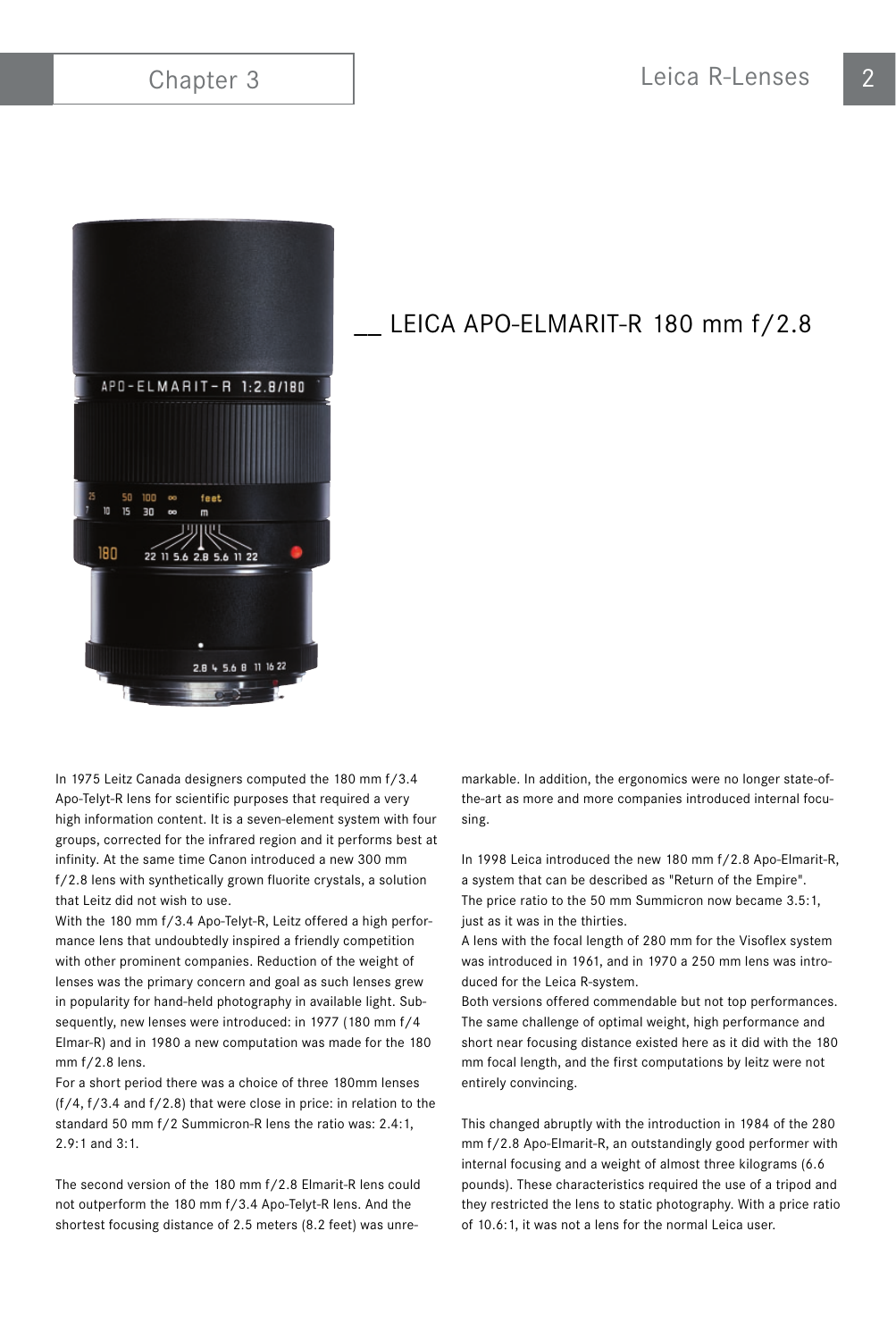## __ LEICA APO-ELMARIT-R 180 mm f/2.8

In 1975 Leitz Canada designers computed the 180 mm f/3.4 Apo-Telyt-R lens for scientific purposes that required a very high information content. It is a seven-element system with four groups, corrected for the infrared region and it performs best at infinity. At the same time Canon introduced a new 300 mm f/2.8 lens with synthetically grown fluorite crystals, a solution that Leitz did not wish to use.

With the 180 mm f/3.4 Apo-Telyt-R, Leitz offered a high performance lens that undoubtedly inspired a friendly competition with other prominent companies. Reduction of the weight of lenses was the primary concern and goal as such lenses grew in popularity for hand-held photography in available light. Subsequently, new lenses were introduced: in 1977 (180 mm f/4 Elmar-R) and in 1980 a new computation was made for the 180 mm f/2.8 lens.

For a short period there was a choice of three 180mm lenses (f/4, f/3.4 and f/2.8) that were close in price: in relation to the standard 50 mm f/2 Summicron-R lens the ratio was: 2.4:1, 2.9:1 and 3:1.

The second version of the 180 mm f/2.8 Elmarit-R lens could not outperform the 180 mm f/3.4 Apo-Telyt-R lens. And the shortest focusing distance of 2.5 meters (8.2 feet) was unremarkable. In addition, the ergonomics were no longer state-of-the-art as more and more companies introduced internal focusing.

In 1998 Leica introduced the new 180 mm f/2.8 Apo-Elmarit-R, a system that can be described as "Return of the Empire". The price ratio to the 50 mm Summicron now became 3.5:1, just as it was in the thirties.

A lens with the focal length of 280 mm for the Visoflex system was introduced in 1961, and in 1970 a 250 mm lens was introduced for the Leica R-system.

Both versions offered commendable but not top performances. The same challenge of optimal weight, high performance and short near focusing distance existed here as it did with the 180 mm focal length, and the first computations by leitz were not entirely convincing.

This changed abruptly with the introduction in 1984 of the 280 mm f/2.8 Apo-Elmarit-R, an outstandingly good performer with internal focusing and a weight of almost three kilograms (6.6 pounds). These characteristics required the use of a tripod and they restricted the lens to static photography. With a price ratio of 10.6:1, it was not a lens for the normal Leica user.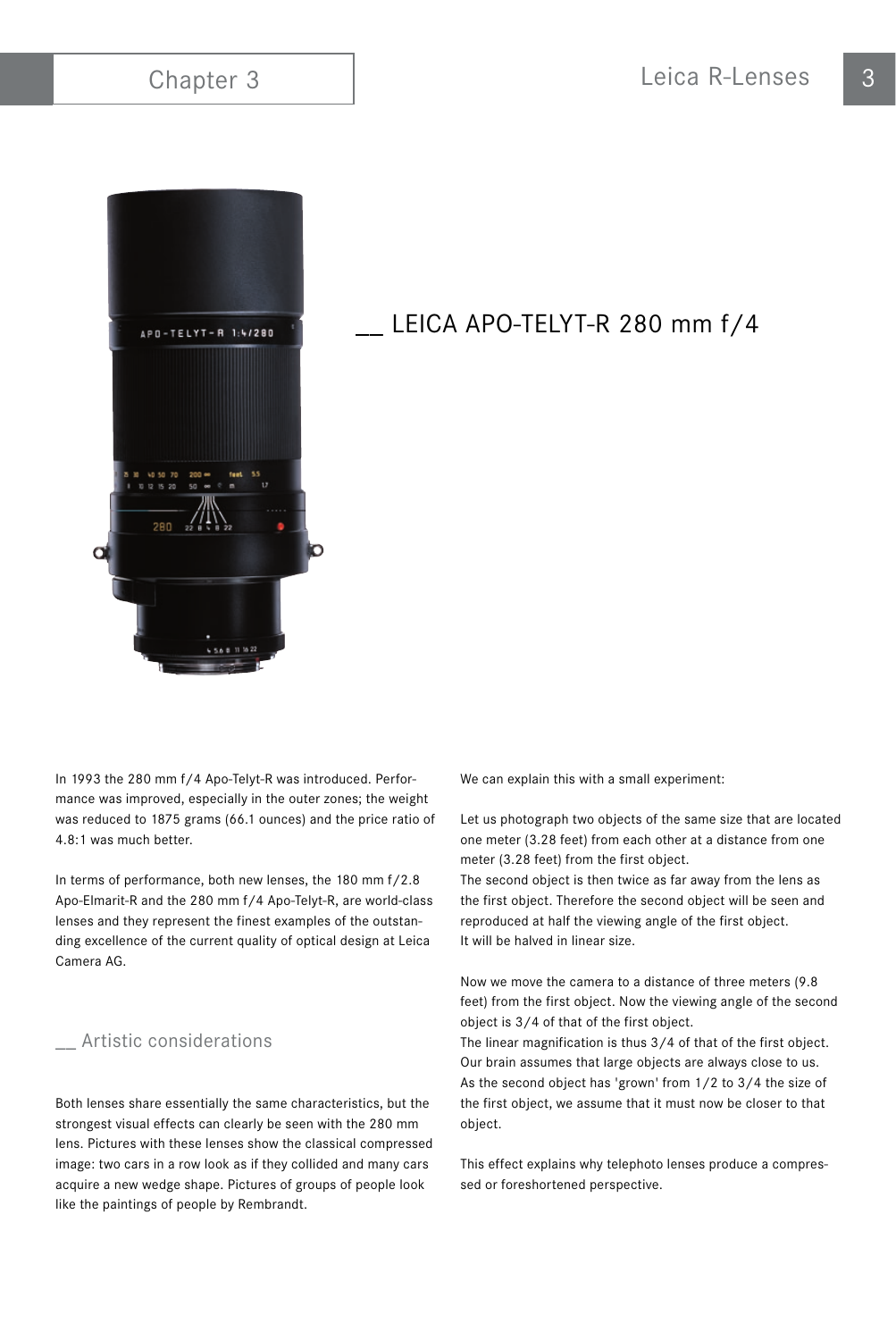## __ LEICA APO-TELYT-R 280 mm f/4

In 1993 the 280 mm f/4 Apo-Telyt-R was introduced. Performance was improved, especially in the outer zones; the weight was reduced to 1875 grams (66.1 ounces) and the price ratio of 4.8:1 was much better.

In terms of performance, both new lenses, the 180 mm f/2.8 Apo-Elmarit-R and the 280 mm f/4 Apo-Telyt-R, are world-class lenses and they represent the finest examples of the outstanding excellence of the current quality of optical design at Leica Camera AG.

### __ Artistic considerations

Both lenses share essentially the same characteristics, but the strongest visual effects can clearly be seen with the 280 mm lens. Pictures with these lenses show the classical compressed image: two cars in a row look as if they collided and many cars acquire a new wedge shape. Pictures of groups of people look like the paintings of people by Rembrandt.

We can explain this with a small experiment:

Let us photograph two objects of the same size that are located one meter (3.28 feet) from each other at a distance from one meter (3.28 feet) from the first object.
The second object is then twice as far away from the lens as the first object. Therefore the second object will be seen and reproduced at half the viewing angle of the first object.
It will be halved in linear size.

Now we move the camera to a distance of three meters (9.8 feet) from the first object. Now the viewing angle of the second object is 3/4 of that of the first object.
The linear magnification is thus 3/4 of that of the first object. Our brain assumes that large objects are always close to us. As the second object has 'grown' from 1/2 to 3/4 the size of the first object, we assume that it must now be closer to that object.

This effect explains why telephoto lenses produce a compressed or foreshortened perspective.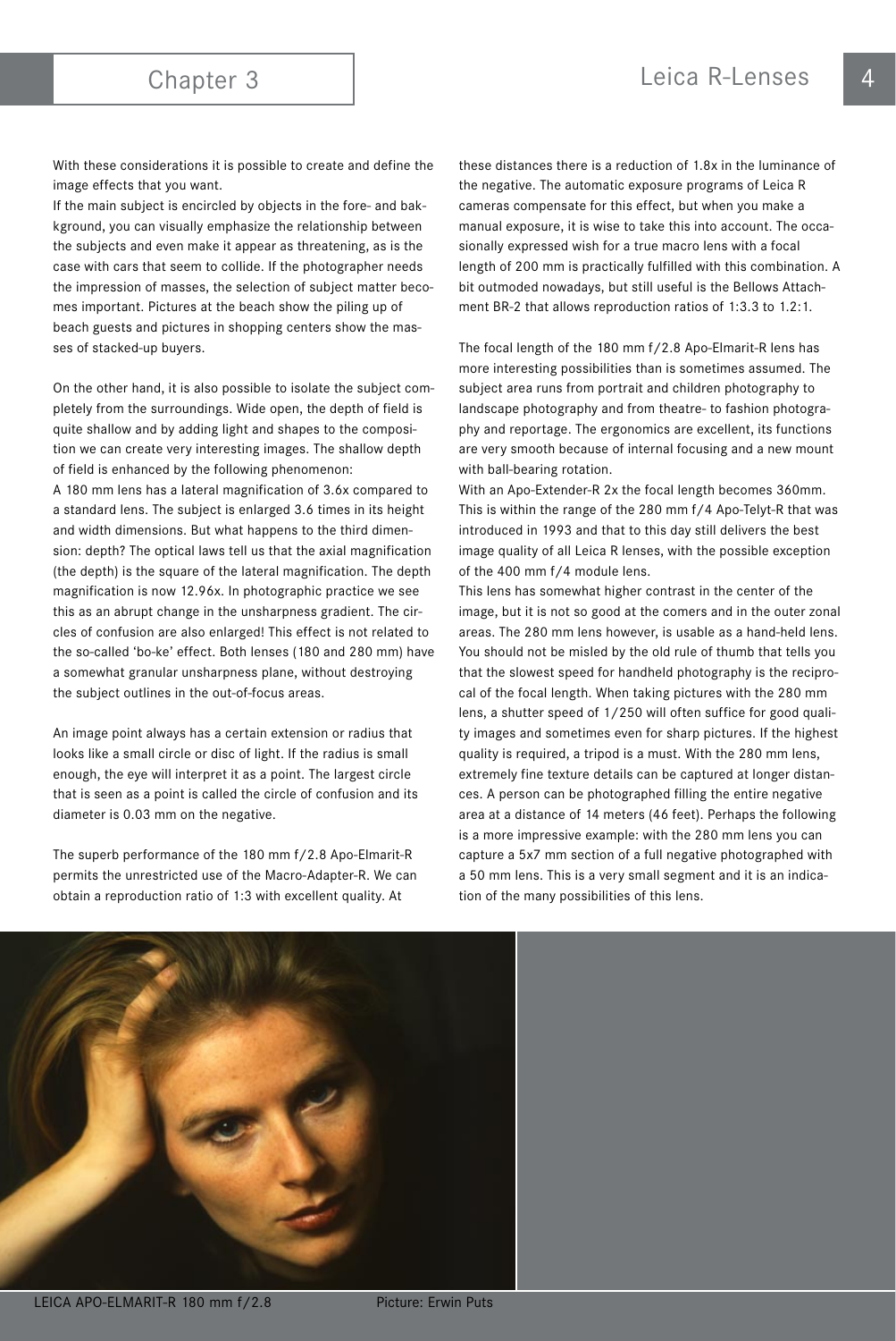With these considerations it is possible to create and define the image effects that you want.

If the main subject is encircled by objects in the fore- and bakkground, you can visually emphasize the relationship between the subjects and even make it appear as threatening, as is the case with cars that seem to collide. If the photographer needs the impression of masses, the selection of subject matter becomes important. Pictures at the beach show the piling up of beach guests and pictures in shopping centers show the masses of stacked-up buyers.

On the other hand, it is also possible to isolate the subject completely from the surroundings. Wide open, the depth of field is quite shallow and by adding light and shapes to the composition we can create very interesting images. The shallow depth of field is enhanced by the following phenomenon:

A 180 mm lens has a lateral magnification of 3.6x compared to a standard lens. The subject is enlarged 3.6 times in its height and width dimensions. But what happens to the third dimension: depth? The optical laws tell us that the axial magnification (the depth) is the square of the lateral magnification. The depth magnification is now 12.96x. In photographic practice we see this as an abrupt change in the unsharpness gradient. The circles of confusion are also enlarged! This effect is not related to the so-called 'bo-ke' effect. Both lenses (180 and 280 mm) have a somewhat granular unsharpness plane, without destroying the subject outlines in the out-of-focus areas.

An image point always has a certain extension or radius that looks like a small circle or disc of light. If the radius is small enough, the eye will interpret it as a point. The largest circle that is seen as a point is called the circle of confusion and its diameter is 0.03 mm on the negative.

The superb performance of the 180 mm f/2.8 Apo-Elmarit-R permits the unrestricted use of the Macro-Adapter-R. We can obtain a reproduction ratio of 1:3 with excellent quality. At these distances there is a reduction of 1.8x in the luminance of the negative. The automatic exposure programs of Leica R cameras compensate for this effect, but when you make a manual exposure, it is wise to take this into account. The occasionally expressed wish for a true macro lens with a focal length of 200 mm is practically fulfilled with this combination. A bit outmoded nowadays, but still useful is the Bellows Attachment BR-2 that allows reproduction ratios of 1:3.3 to 1.2:1.

The focal length of the 180 mm f/2.8 Apo-Elmarit-R lens has more interesting possibilities than is sometimes assumed. The subject area runs from portrait and children photography to landscape photography and from theatre- to fashion photography and reportage. The ergonomics are excellent, its functions are very smooth because of internal focusing and a new mount with ball-bearing rotation.

With an Apo-Extender-R 2x the focal length becomes 360mm. This is within the range of the 280 mm f/4 Apo-Telyt-R that was introduced in 1993 and that to this day still delivers the best image quality of all Leica R lenses, with the possible exception of the 400 mm f/4 module lens.

This lens has somewhat higher contrast in the center of the image, but it is not so good at the comers and in the outer zonal areas. The 280 mm lens however, is usable as a hand-held lens. You should not be misled by the old rule of thumb that tells you that the slowest speed for handheld photography is the reciprocal of the focal length. When taking pictures with the 280 mm lens, a shutter speed of 1/250 will often suffice for good quality images and sometimes even for sharp pictures. If the highest quality is required, a tripod is a must. With the 280 mm lens, extremely fine texture details can be captured at longer distances. A person can be photographed filling the entire negative area at a distance of 14 meters (46 feet). Perhaps the following is a more impressive example: with the 280 mm lens you can capture a 5x7 mm section of a full negative photographed with a 50 mm lens. This is a very small segment and it is an indication of the many possibilities of this lens.

LEICA APO-ELMARIT-R 180 mm f/2.8 Picture: Erwin Puts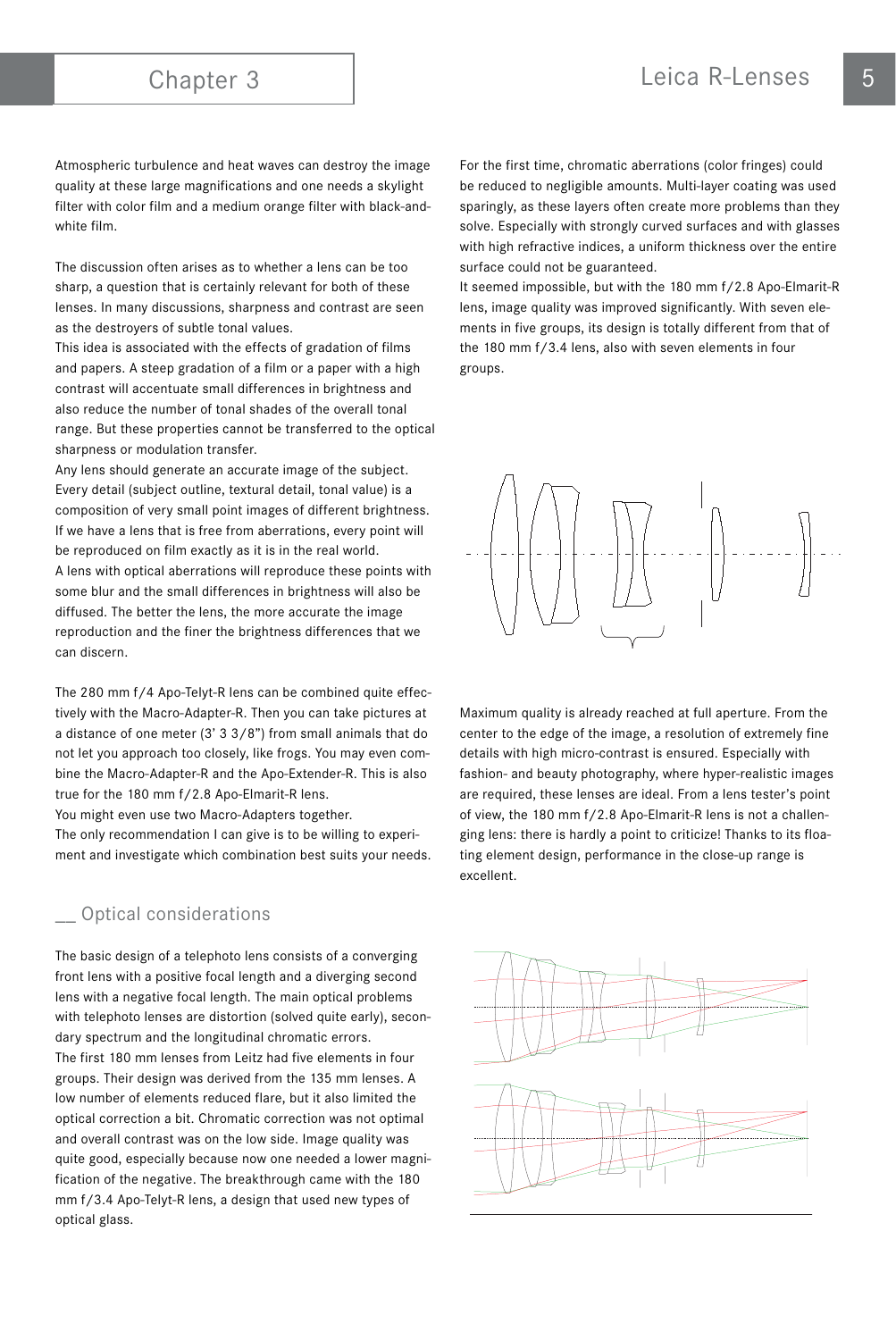Atmospheric turbulence and heat waves can destroy the image quality at these large magnifications and one needs a skylight filter with color film and a medium orange filter with black-and-white film.

The discussion often arises as to whether a lens can be too sharp, a question that is certainly relevant for both of these lenses. In many discussions, sharpness and contrast are seen as the destroyers of subtle tonal values.

This idea is associated with the effects of gradation of films and papers. A steep gradation of a film or a paper with a high contrast will accentuate small differences in brightness and also reduce the number of tonal shades of the overall tonal range. But these properties cannot be transferred to the optical sharpness or modulation transfer.

Any lens should generate an accurate image of the subject. Every detail (subject outline, textural detail, tonal value) is a composition of very small point images of different brightness. If we have a lens that is free from aberrations, every point will be reproduced on film exactly as it is in the real world.

A lens with optical aberrations will reproduce these points with some blur and the small differences in brightness will also be diffused. The better the lens, the more accurate the image reproduction and the finer the brightness differences that we can discern.

The 280 mm f/4 Apo-Telyt-R lens can be combined quite effectively with the Macro-Adapter-R. Then you can take pictures at a distance of one meter (3' 3 3/8") from small animals that do not let you approach too closely, like frogs. You may even combine the Macro-Adapter-R and the Apo-Extender-R. This is also true for the 180 mm f/2.8 Apo-Elmarit-R lens.

You might even use two Macro-Adapters together.

The only recommendation I can give is to be willing to experiment and investigate which combination best suits your needs.

## __ Optical considerations

The basic design of a telephoto lens consists of a converging front lens with a positive focal length and a diverging second lens with a negative focal length. The main optical problems with telephoto lenses are distortion (solved quite early), secondary spectrum and the longitudinal chromatic errors.

The first 180 mm lenses from Leitz had five elements in four groups. Their design was derived from the 135 mm lenses. A low number of elements reduced flare, but it also limited the optical correction a bit. Chromatic correction was not optimal and overall contrast was on the low side. Image quality was quite good, especially because now one needed a lower magnification of the negative. The breakthrough came with the 180 mm f/3.4 Apo-Telyt-R lens, a design that used new types of optical glass.

For the first time, chromatic aberrations (color fringes) could be reduced to negligible amounts. Multi-layer coating was used sparingly, as these layers often create more problems than they solve. Especially with strongly curved surfaces and with glasses with high refractive indices, a uniform thickness over the entire surface could not be guaranteed.

It seemed impossible, but with the 180 mm f/2.8 Apo-Elmarit-R lens, image quality was improved significantly. With seven elements in five groups, its design is totally different from that of the 180 mm f/3.4 lens, also with seven elements in four groups.

Maximum quality is already reached at full aperture. From the center to the edge of the image, a resolution of extremely fine details with high micro-contrast is ensured. Especially with fashion- and beauty photography, where hyper-realistic images are required, these lenses are ideal. From a lens tester's point of view, the 180 mm f/2.8 Apo-Elmarit-R lens is not a challenging lens: there is hardly a point to criticize! Thanks to its floating element design, performance in the close-up range is excellent.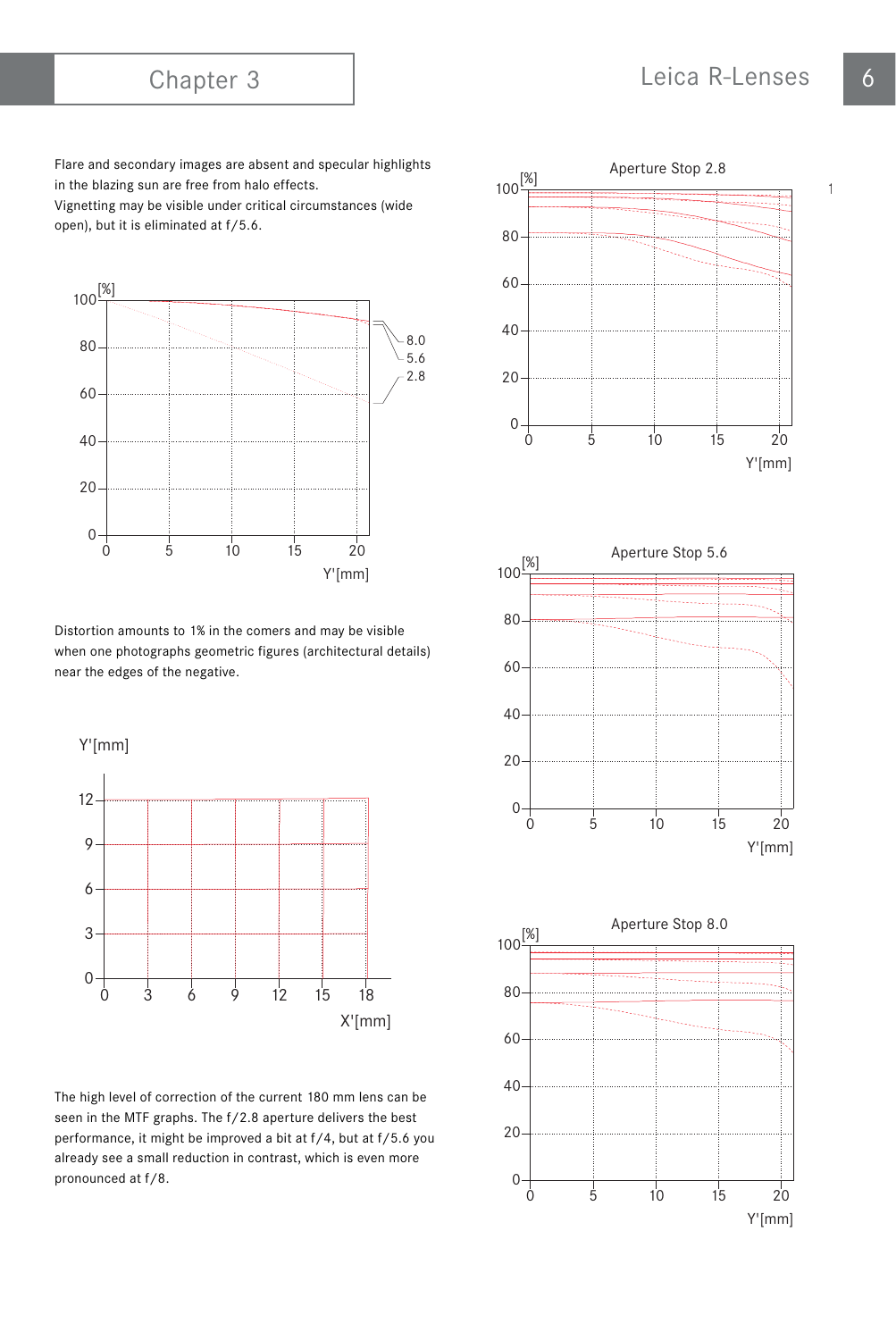Flare and secondary images are absent and specular highlights in the blazing sun are free from halo effects.
Vignetting may be visible under critical circumstances (wide open), but it is eliminated at f/5.6.

Distortion amounts to 1% in the comers and may be visible when one photographs geometric figures (architectural details) near the edges of the negative.

The high level of correction of the current 180 mm lens can be seen in the MTF graphs. The f/2.8 aperture delivers the best performance, it might be improved a bit at f/4, but at f/5.6 you already see a small reduction in contrast, which is even more pronounced at f/8.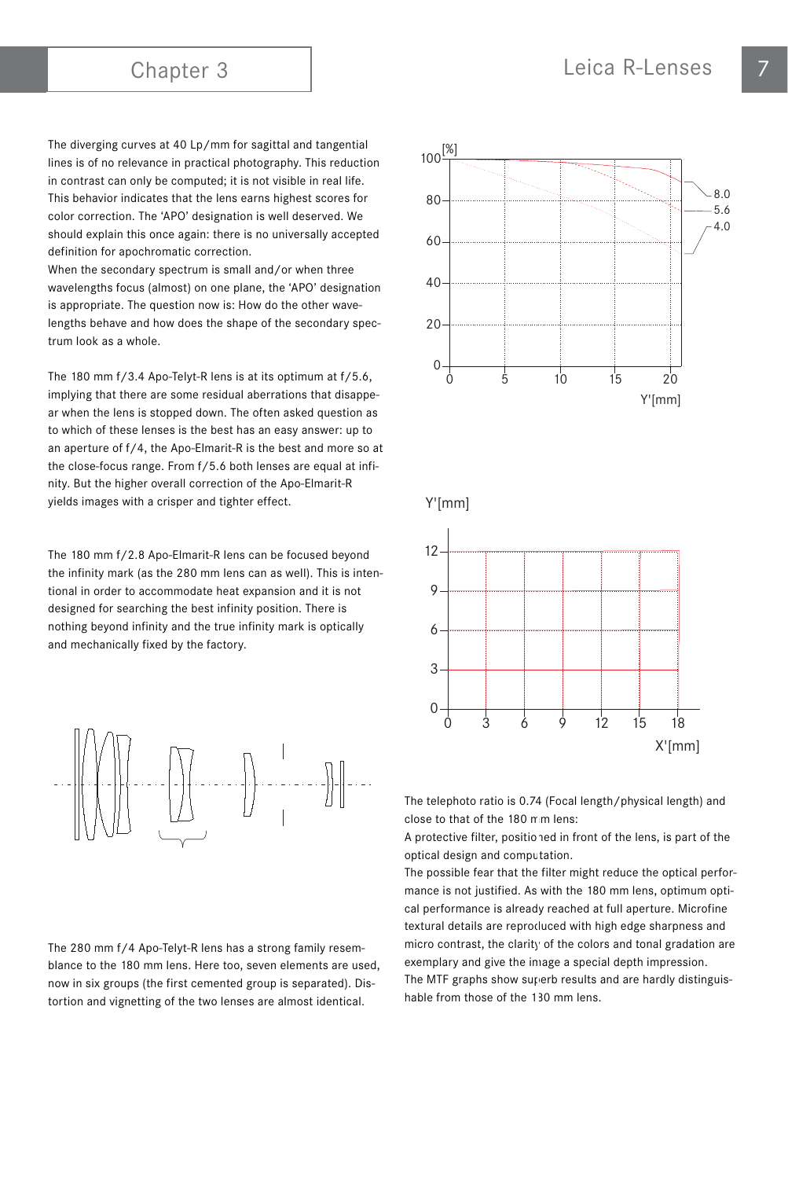The diverging curves at 40 Lp/mm for sagittal and tangential lines is of no relevance in practical photography. This reduction in contrast can only be computed; it is not visible in real life. This behavior indicates that the lens earns highest scores for color correction. The 'APO' designation is well deserved. We should explain this once again: there is no universally accepted definition for apochromatic correction.
When the secondary spectrum is small and/or when three wavelengths focus (almost) on one plane, the 'APO' designation is appropriate. The question now is: How do the other wavelengths behave and how does the shape of the secondary spectrum look as a whole.

The 180 mm f/3.4 Apo-Telyt-R lens is at its optimum at f/5.6, implying that there are some residual aberrations that disappear when the lens is stopped down. The often asked question as to which of these lenses is the best has an easy answer: up to an aperture of f/4, the Apo-Elmarit-R is the best and more so at the close-focus range. From f/5.6 both lenses are equal at infinity. But the higher overall correction of the Apo-Elmarit-R yields images with a crisper and tighter effect.

The 180 mm f/2.8 Apo-Elmarit-R lens can be focused beyond the infinity mark (as the 280 mm lens can as well). This is intentional in order to accommodate heat expansion and it is not designed for searching the best infinity position. There is nothing beyond infinity and the true infinity mark is optically and mechanically fixed by the factory.

The 280 mm f/4 Apo-Telyt-R lens has a strong family resemblance to the 180 mm lens. Here too, seven elements are used, now in six groups (the first cemented group is separated). Distortion and vignetting of the two lenses are almost identical.

The telephoto ratio is 0.74 (Focal length/physical length) and close to that of the 180 mm lens:
A protective filter, positioned in front of the lens, is part of the optical design and computation.
The possible fear that the filter might reduce the optical performance is not justified. As with the 180 mm lens, optimum optical performance is already reached at full aperture. Microfine textural details are reproduced with high edge sharpness and micro contrast, the clarity of the colors and tonal gradation are exemplary and give the image a special depth impression.
The MTF graphs show superb results and are hardly distinguishable from those of the 180 mm lens.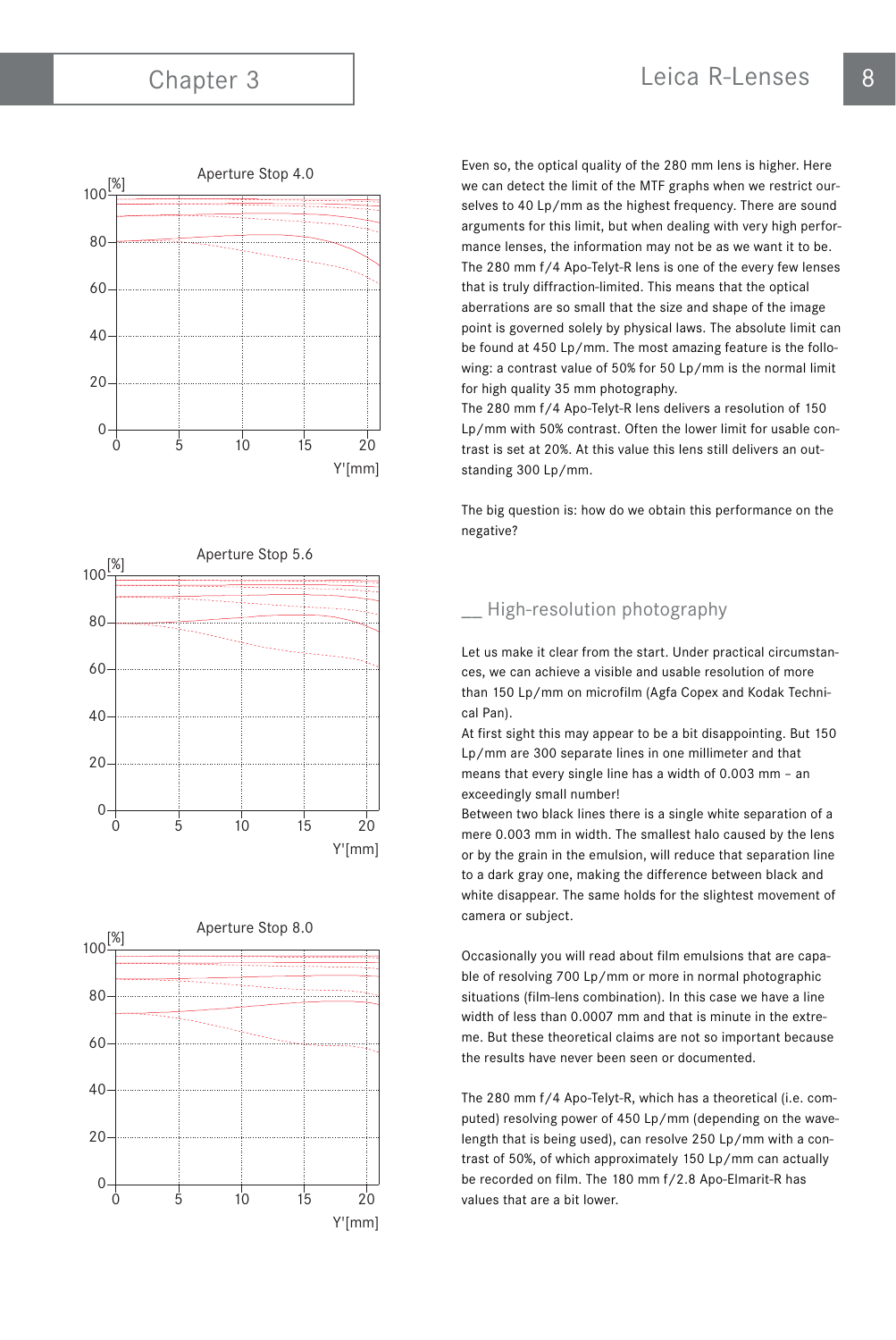Aperture Stop 4.0

Aperture Stop 5.6

Aperture Stop 8.0

Even so, the optical quality of the 280 mm lens is higher. Here we can detect the limit of the MTF graphs when we restrict ourselves to 40 Lp/mm as the highest frequency. There are sound arguments for this limit, but when dealing with very high performance lenses, the information may not be as we want it to be. The 280 mm f/4 Apo-Telyt-R lens is one of the every few lenses that is truly diffraction-limited. This means that the optical aberrations are so small that the size and shape of the image point is governed solely by physical laws. The absolute limit can be found at 450 Lp/mm. The most amazing feature is the following: a contrast value of 50% for 50 Lp/mm is the normal limit for high quality 35 mm photography.

The 280 mm f/4 Apo-Telyt-R lens delivers a resolution of 150 Lp/mm with 50% contrast. Often the lower limit for usable contrast is set at 20%. At this value this lens still delivers an outstanding 300 Lp/mm.

The big question is: how do we obtain this performance on the negative?

## __ High-resolution photography

Let us make it clear from the start. Under practical circumstances, we can achieve a visible and usable resolution of more than 150 Lp/mm on microfilm (Agfa Copex and Kodak Technical Pan).

At first sight this may appear to be a bit disappointing. But 150 Lp/mm are 300 separate lines in one millimeter and that means that every single line has a width of 0.003 mm – an exceedingly small number!

Between two black lines there is a single white separation of a mere 0.003 mm in width. The smallest halo caused by the lens or by the grain in the emulsion, will reduce that separation line to a dark gray one, making the difference between black and white disappear. The same holds for the slightest movement of camera or subject.

Occasionally you will read about film emulsions that are capable of resolving 700 Lp/mm or more in normal photographic situations (film-lens combination). In this case we have a line width of less than 0.0007 mm and that is minute in the extreme. But these theoretical claims are not so important because the results have never been seen or documented.

The 280 mm f/4 Apo-Telyt-R, which has a theoretical (i.e. computed) resolving power of 450 Lp/mm (depending on the wavelength that is being used), can resolve 250 Lp/mm with a contrast of 50%, of which approximately 150 Lp/mm can actually be recorded on film. The 180 mm f/2.8 Apo-Elmarit-R has values that are a bit lower.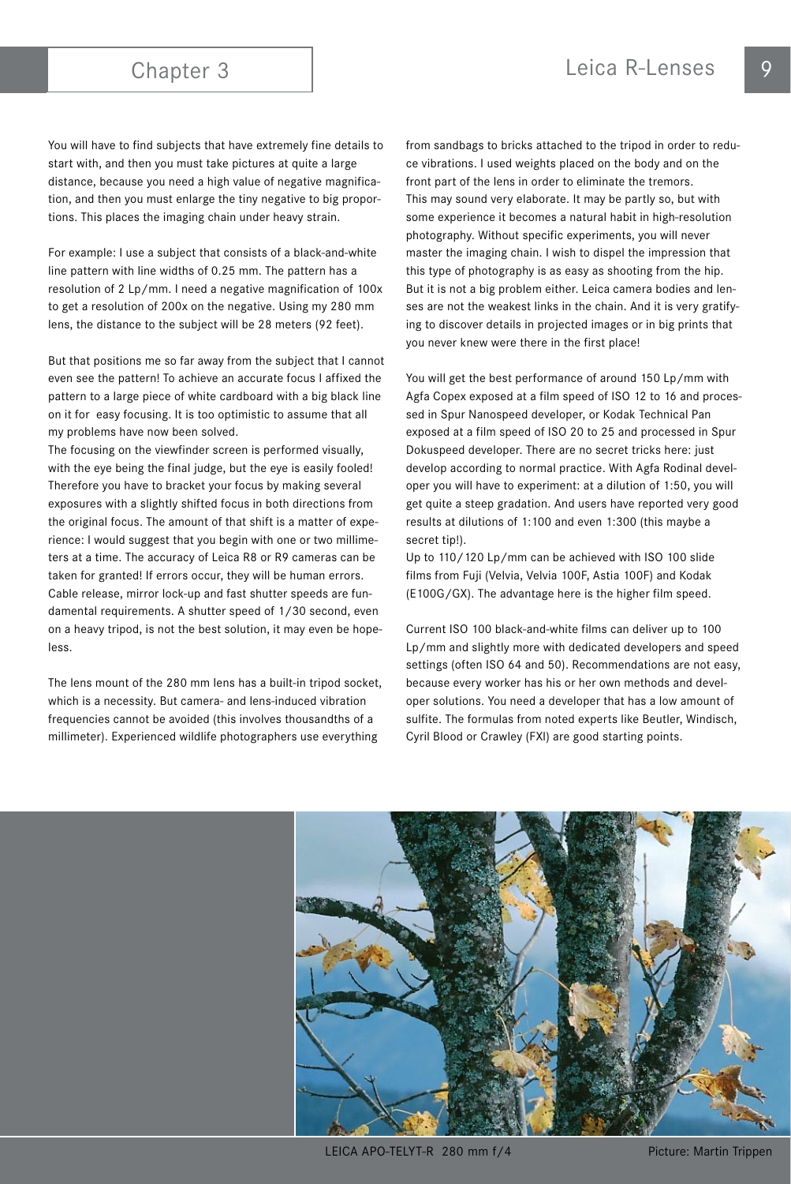You will have to find subjects that have extremely fine details to start with, and then you must take pictures at quite a large distance, because you need a high value of negative magnification, and then you must enlarge the tiny negative to big proportions. This places the imaging chain under heavy strain.

For example: I use a subject that consists of a black-and-white line pattern with line widths of 0.25 mm. The pattern has a resolution of 2 Lp/mm. I need a negative magnification of 100x to get a resolution of 200x on the negative. Using my 280 mm lens, the distance to the subject will be 28 meters (92 feet).

But that positions me so far away from the subject that I cannot even see the pattern! To achieve an accurate focus I affixed the pattern to a large piece of white cardboard with a big black line on it for easy focusing. It is too optimistic to assume that all my problems have now been solved.
The focusing on the viewfinder screen is performed visually, with the eye being the final judge, but the eye is easily fooled! Therefore you have to bracket your focus by making several exposures with a slightly shifted focus in both directions from the original focus. The amount of that shift is a matter of experience: I would suggest that you begin with one or two millimeters at a time. The accuracy of Leica R8 or R9 cameras can be taken for granted! If errors occur, they will be human errors. Cable release, mirror lock-up and fast shutter speeds are fundamental requirements. A shutter speed of 1/30 second, even on a heavy tripod, is not the best solution, it may even be hopeless.

The lens mount of the 280 mm lens has a built-in tripod socket, which is a necessity. But camera- and lens-induced vibration frequencies cannot be avoided (this involves thousandths of a millimeter). Experienced wildlife photographers use everything from sandbags to bricks attached to the tripod in order to reduce vibrations. I used weights placed on the body and on the front part of the lens in order to eliminate the tremors.
This may sound very elaborate. It may be partly so, but with some experience it becomes a natural habit in high-resolution photography. Without specific experiments, you will never master the imaging chain. I wish to dispel the impression that this type of photography is as easy as shooting from the hip. But it is not a big problem either. Leica camera bodies and lenses are not the weakest links in the chain. And it is very gratifying to discover details in projected images or in big prints that you never knew were there in the first place!

You will get the best performance of around 150 Lp/mm with Agfa Copex exposed at a film speed of ISO 12 to 16 and processed in Spur Nanospeed developer, or Kodak Technical Pan exposed at a film speed of ISO 20 to 25 and processed in Spur Dokuspeed developer. There are no secret tricks here: just develop according to normal practice. With Agfa Rodinal developer you will have to experiment: at a dilution of 1:50, you will get quite a steep gradation. And users have reported very good results at dilutions of 1:100 and even 1:300 (this maybe a secret tip!).
Up to 110/120 Lp/mm can be achieved with ISO 100 slide films from Fuji (Velvia, Velvia 100F, Astia 100F) and Kodak (E100G/GX). The advantage here is the higher film speed.

Current ISO 100 black-and-white films can deliver up to 100 Lp/mm and slightly more with dedicated developers and speed settings (often ISO 64 and 50). Recommendations are not easy, because every worker has his or her own methods and developer solutions. You need a developer that has a low amount of sulfite. The formulas from noted experts like Beutler, Windisch, Cyril Blood or Crawley (FXI) are good starting points.

LEICA APO-TELYT-R 280 mm f/4 — Picture: Martin Trippen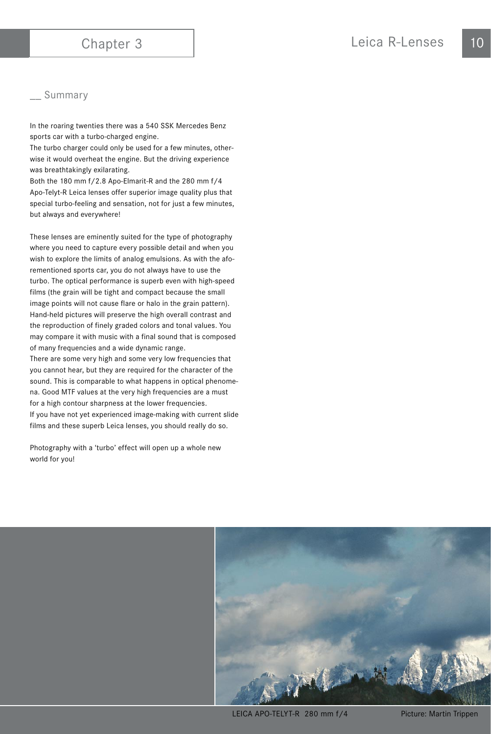## Summary

In the roaring twenties there was a 540 SSK Mercedes Benz sports car with a turbo-charged engine.
The turbo charger could only be used for a few minutes, otherwise it would overheat the engine. But the driving experience was breathtakingly exilarating.
Both the 180 mm f/2.8 Apo-Elmarit-R and the 280 mm f/4 Apo-Telyt-R Leica lenses offer superior image quality plus that special turbo-feeling and sensation, not for just a few minutes, but always and everywhere!

These lenses are eminently suited for the type of photography where you need to capture every possible detail and when you wish to explore the limits of analog emulsions. As with the aforementioned sports car, you do not always have to use the turbo. The optical performance is superb even with high-speed films (the grain will be tight and compact because the small image points will not cause flare or halo in the grain pattern). Hand-held pictures will preserve the high overall contrast and the reproduction of finely graded colors and tonal values. You may compare it with music with a final sound that is composed of many frequencies and a wide dynamic range.
There are some very high and some very low frequencies that you cannot hear, but they are required for the character of the sound. This is comparable to what happens in optical phenomena. Good MTF values at the very high frequencies are a must for a high contour sharpness at the lower frequencies.
If you have not yet experienced image-making with current slide films and these superb Leica lenses, you should really do so.

Photography with a 'turbo' effect will open up a whole new world for you!

LEICA APO-TELYT-R 280 mm f/4 Picture: Martin Trippen